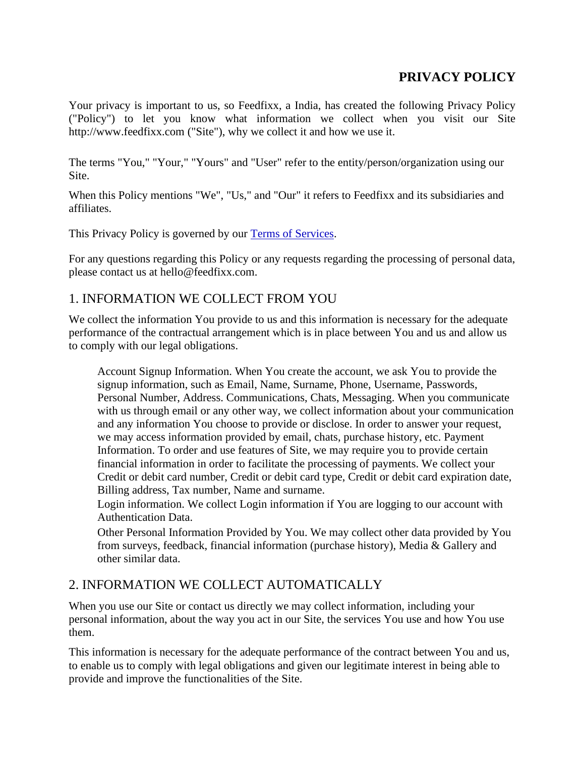# PRIVACY POLICY

Your privacy is important to us, so Feedfixx, a India, has created the following Privacy Policy ("Policy") to let you know what information we collect when you visit our Site http://www.feedfixx.com ("Site"), why we collect it and how we use it.

The terms "You," "Your," "Yours" and "User" refer to the entity/person/organization using our Site.

When this Policy mentions "We", "Us," and "Our" it refers to Feedfixx and its subsidiaries and affiliates.

This Privacy Policy is governed by our [Terms of Services](#).

For any questions regarding this Policy or any requests regarding the processing of personal data, please contact us at hello@feedfixx.com.

## 1. INFORMATION WE COLLECT FROM YOU

We collect the information You provide to us and this information is necessary for the adequate performance of the contractual arrangement which is in place between You and us and allow us to comply with our legal obligations.

> Account Signup Information. When You create the account, we ask You to provide the signup information, such as Email, Name, Surname, Phone, Username, Passwords, Personal Number, Address. Communications, Chats, Messaging. When you communicate with us through email or any other way, we collect information about your communication and any information You choose to provide or disclose. In order to answer your request, we may access information provided by email, chats, purchase history, etc. Payment Information. To order and use features of Site, we may require you to provide certain financial information in order to facilitate the processing of payments. We collect your Credit or debit card number, Credit or debit card type, Credit or debit card expiration date, Billing address, Tax number, Name and surname.
>
> Login information. We collect Login information if You are logging to our account with Authentication Data.
>
> Other Personal Information Provided by You. We may collect other data provided by You from surveys, feedback, financial information (purchase history), Media & Gallery and other similar data.

## 2. INFORMATION WE COLLECT AUTOMATICALLY

When you use our Site or contact us directly we may collect information, including your personal information, about the way you act in our Site, the services You use and how You use them.

This information is necessary for the adequate performance of the contract between You and us, to enable us to comply with legal obligations and given our legitimate interest in being able to provide and improve the functionalities of the Site.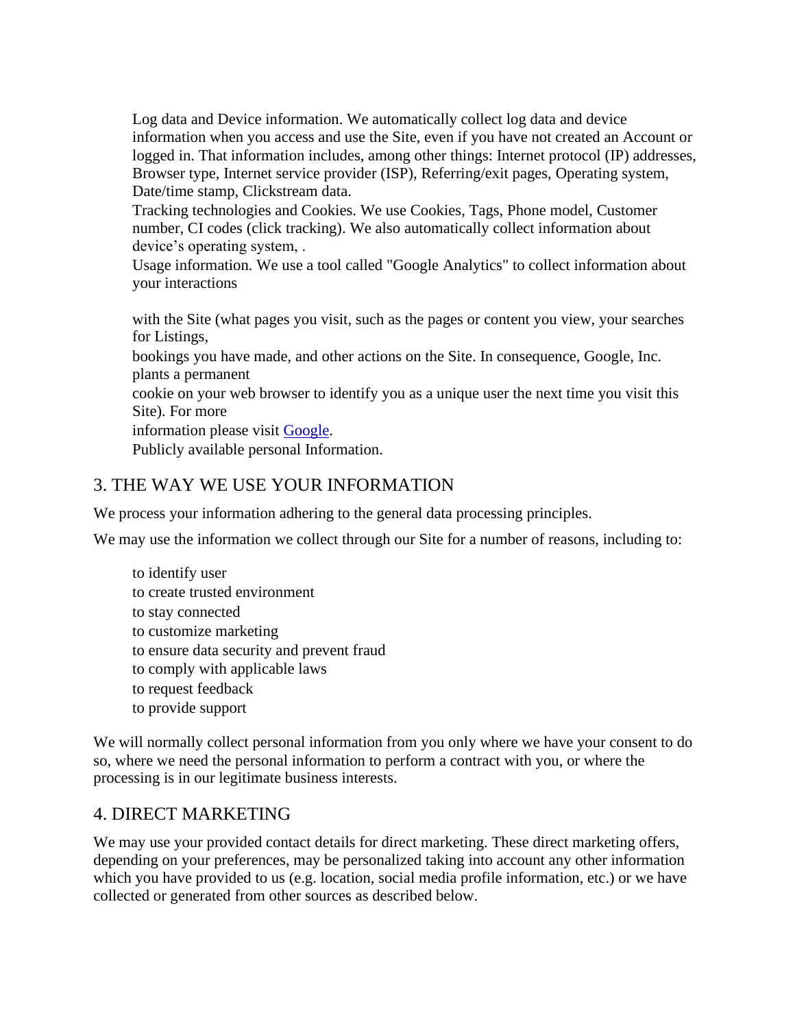Log data and Device information. We automatically collect log data and device information when you access and use the Site, even if you have not created an Account or logged in. That information includes, among other things: Internet protocol (IP) addresses, Browser type, Internet service provider (ISP), Referring/exit pages, Operating system, Date/time stamp, Clickstream data.

Tracking technologies and Cookies. We use Cookies, Tags, Phone model, Customer number, CI codes (click tracking). We also automatically collect information about device's operating system, .

Usage information. We use a tool called "Google Analytics" to collect information about your interactions

with the Site (what pages you visit, such as the pages or content you view, your searches for Listings,

bookings you have made, and other actions on the Site. In consequence, Google, Inc. plants a permanent

cookie on your web browser to identify you as a unique user the next time you visit this Site). For more

information please visit [Google](Google).

Publicly available personal Information.

## 3. THE WAY WE USE YOUR INFORMATION

We process your information adhering to the general data processing principles.

We may use the information we collect through our Site for a number of reasons, including to:

- to identify user
- to create trusted environment
- to stay connected
- to customize marketing
- to ensure data security and prevent fraud
- to comply with applicable laws
- to request feedback
- to provide support

We will normally collect personal information from you only where we have your consent to do so, where we need the personal information to perform a contract with you, or where the processing is in our legitimate business interests.

## 4. DIRECT MARKETING

We may use your provided contact details for direct marketing. These direct marketing offers, depending on your preferences, may be personalized taking into account any other information which you have provided to us (e.g. location, social media profile information, etc.) or we have collected or generated from other sources as described below.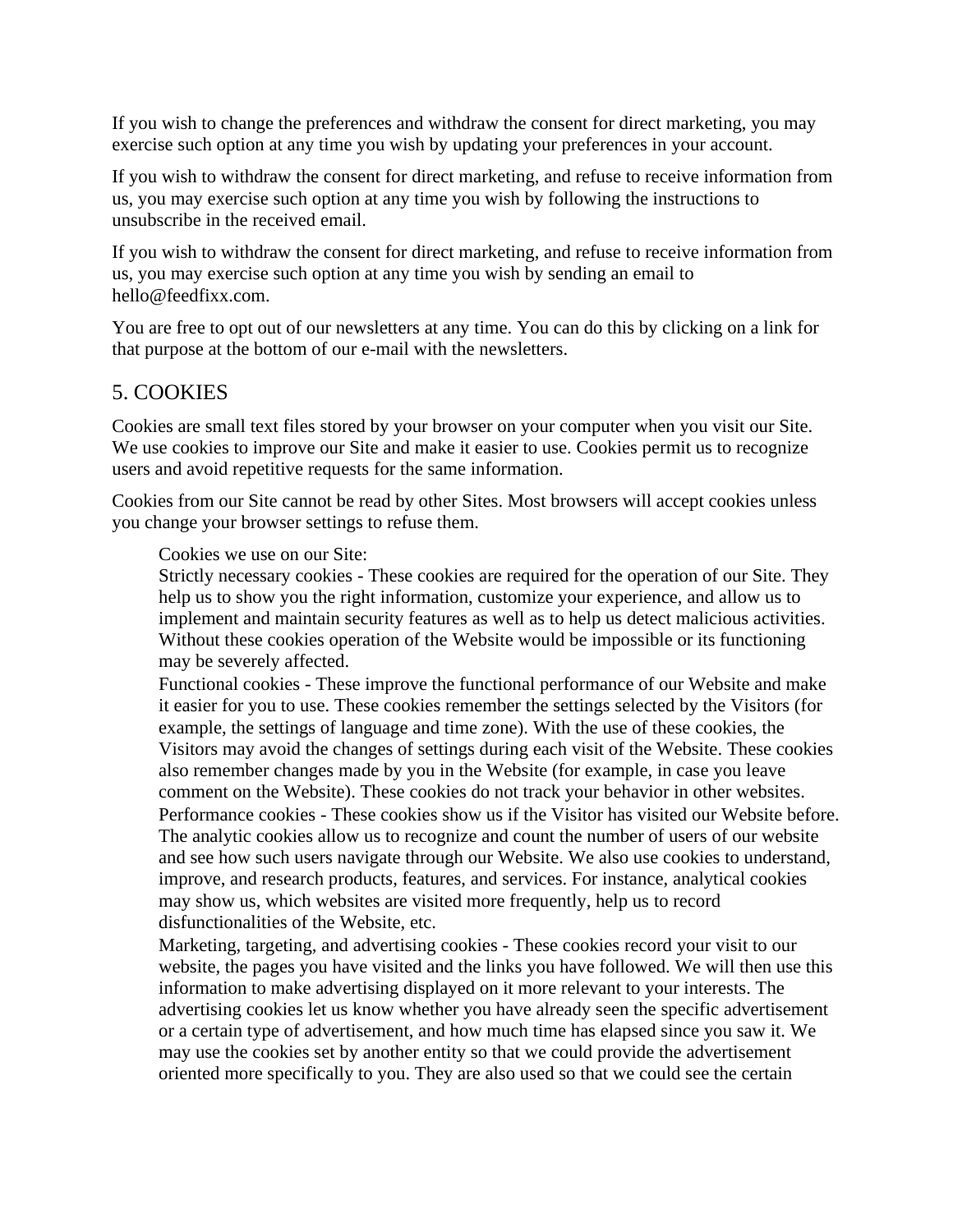If you wish to change the preferences and withdraw the consent for direct marketing, you may exercise such option at any time you wish by updating your preferences in your account.

If you wish to withdraw the consent for direct marketing, and refuse to receive information from us, you may exercise such option at any time you wish by following the instructions to unsubscribe in the received email.

If you wish to withdraw the consent for direct marketing, and refuse to receive information from us, you may exercise such option at any time you wish by sending an email to hello@feedfixx.com.

You are free to opt out of our newsletters at any time. You can do this by clicking on a link for that purpose at the bottom of our e-mail with the newsletters.

## 5. COOKIES

Cookies are small text files stored by your browser on your computer when you visit our Site. We use cookies to improve our Site and make it easier to use. Cookies permit us to recognize users and avoid repetitive requests for the same information.

Cookies from our Site cannot be read by other Sites. Most browsers will accept cookies unless you change your browser settings to refuse them.

Cookies we use on our Site:

Strictly necessary cookies - These cookies are required for the operation of our Site. They help us to show you the right information, customize your experience, and allow us to implement and maintain security features as well as to help us detect malicious activities. Without these cookies operation of the Website would be impossible or its functioning may be severely affected.

Functional cookies - These improve the functional performance of our Website and make it easier for you to use. These cookies remember the settings selected by the Visitors (for example, the settings of language and time zone). With the use of these cookies, the Visitors may avoid the changes of settings during each visit of the Website. These cookies also remember changes made by you in the Website (for example, in case you leave comment on the Website). These cookies do not track your behavior in other websites.

Performance cookies - These cookies show us if the Visitor has visited our Website before. The analytic cookies allow us to recognize and count the number of users of our website and see how such users navigate through our Website. We also use cookies to understand, improve, and research products, features, and services. For instance, analytical cookies may show us, which websites are visited more frequently, help us to record disfunctionalities of the Website, etc.

Marketing, targeting, and advertising cookies - These cookies record your visit to our website, the pages you have visited and the links you have followed. We will then use this information to make advertising displayed on it more relevant to your interests. The advertising cookies let us know whether you have already seen the specific advertisement or a certain type of advertisement, and how much time has elapsed since you saw it. We may use the cookies set by another entity so that we could provide the advertisement oriented more specifically to you. They are also used so that we could see the certain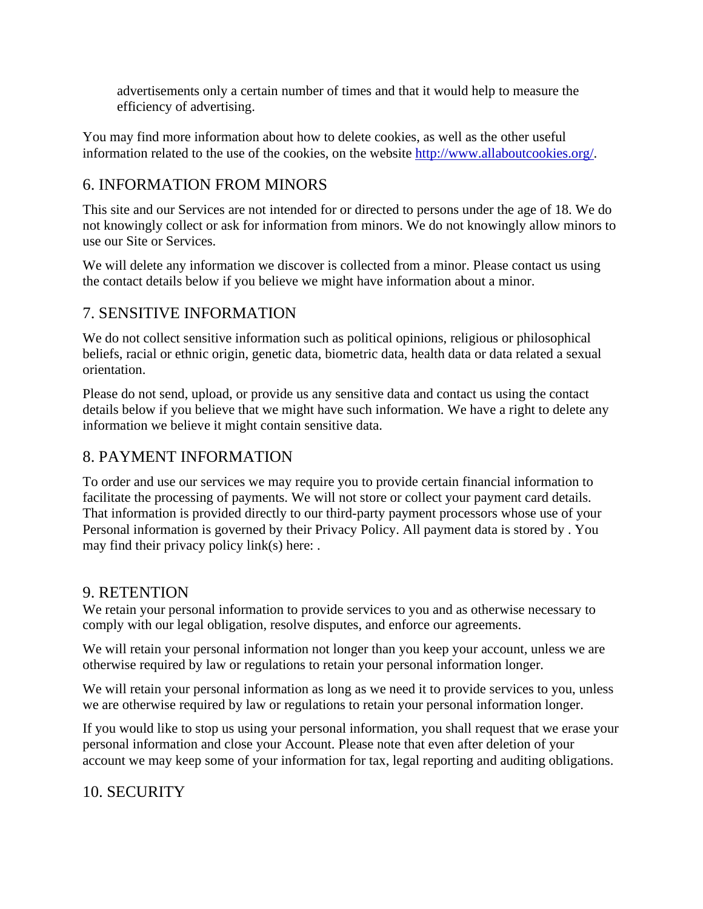advertisements only a certain number of times and that it would help to measure the efficiency of advertising.

You may find more information about how to delete cookies, as well as the other useful information related to the use of the cookies, on the website [http://www.allaboutcookies.org/](http://www.allaboutcookies.org/).

## 6. INFORMATION FROM MINORS

This site and our Services are not intended for or directed to persons under the age of 18. We do not knowingly collect or ask for information from minors. We do not knowingly allow minors to use our Site or Services.

We will delete any information we discover is collected from a minor. Please contact us using the contact details below if you believe we might have information about a minor.

## 7. SENSITIVE INFORMATION

We do not collect sensitive information such as political opinions, religious or philosophical beliefs, racial or ethnic origin, genetic data, biometric data, health data or data related a sexual orientation.

Please do not send, upload, or provide us any sensitive data and contact us using the contact details below if you believe that we might have such information. We have a right to delete any information we believe it might contain sensitive data.

## 8. PAYMENT INFORMATION

To order and use our services we may require you to provide certain financial information to facilitate the processing of payments. We will not store or collect your payment card details. That information is provided directly to our third-party payment processors whose use of your Personal information is governed by their Privacy Policy. All payment data is stored by . You may find their privacy policy link(s) here: .

## 9. RETENTION

We retain your personal information to provide services to you and as otherwise necessary to comply with our legal obligation, resolve disputes, and enforce our agreements.

We will retain your personal information not longer than you keep your account, unless we are otherwise required by law or regulations to retain your personal information longer.

We will retain your personal information as long as we need it to provide services to you, unless we are otherwise required by law or regulations to retain your personal information longer.

If you would like to stop us using your personal information, you shall request that we erase your personal information and close your Account. Please note that even after deletion of your account we may keep some of your information for tax, legal reporting and auditing obligations.

## 10. SECURITY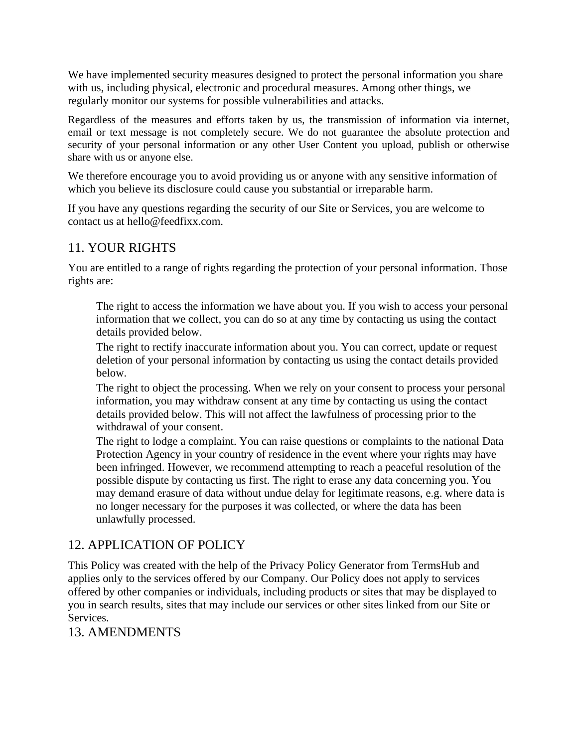We have implemented security measures designed to protect the personal information you share with us, including physical, electronic and procedural measures. Among other things, we regularly monitor our systems for possible vulnerabilities and attacks.

Regardless of the measures and efforts taken by us, the transmission of information via internet, email or text message is not completely secure. We do not guarantee the absolute protection and security of your personal information or any other User Content you upload, publish or otherwise share with us or anyone else.

We therefore encourage you to avoid providing us or anyone with any sensitive information of which you believe its disclosure could cause you substantial or irreparable harm.

If you have any questions regarding the security of our Site or Services, you are welcome to contact us at hello@feedfixx.com.

## 11. YOUR RIGHTS

You are entitled to a range of rights regarding the protection of your personal information. Those rights are:

- The right to access the information we have about you. If you wish to access your personal information that we collect, you can do so at any time by contacting us using the contact details provided below.
- The right to rectify inaccurate information about you. You can correct, update or request deletion of your personal information by contacting us using the contact details provided below.
- The right to object the processing. When we rely on your consent to process your personal information, you may withdraw consent at any time by contacting us using the contact details provided below. This will not affect the lawfulness of processing prior to the withdrawal of your consent.
- The right to lodge a complaint. You can raise questions or complaints to the national Data Protection Agency in your country of residence in the event where your rights may have been infringed. However, we recommend attempting to reach a peaceful resolution of the possible dispute by contacting us first. The right to erase any data concerning you. You may demand erasure of data without undue delay for legitimate reasons, e.g. where data is no longer necessary for the purposes it was collected, or where the data has been unlawfully processed.

## 12. APPLICATION OF POLICY

This Policy was created with the help of the Privacy Policy Generator from TermsHub and applies only to the services offered by our Company. Our Policy does not apply to services offered by other companies or individuals, including products or sites that may be displayed to you in search results, sites that may include our services or other sites linked from our Site or Services.

## 13. AMENDMENTS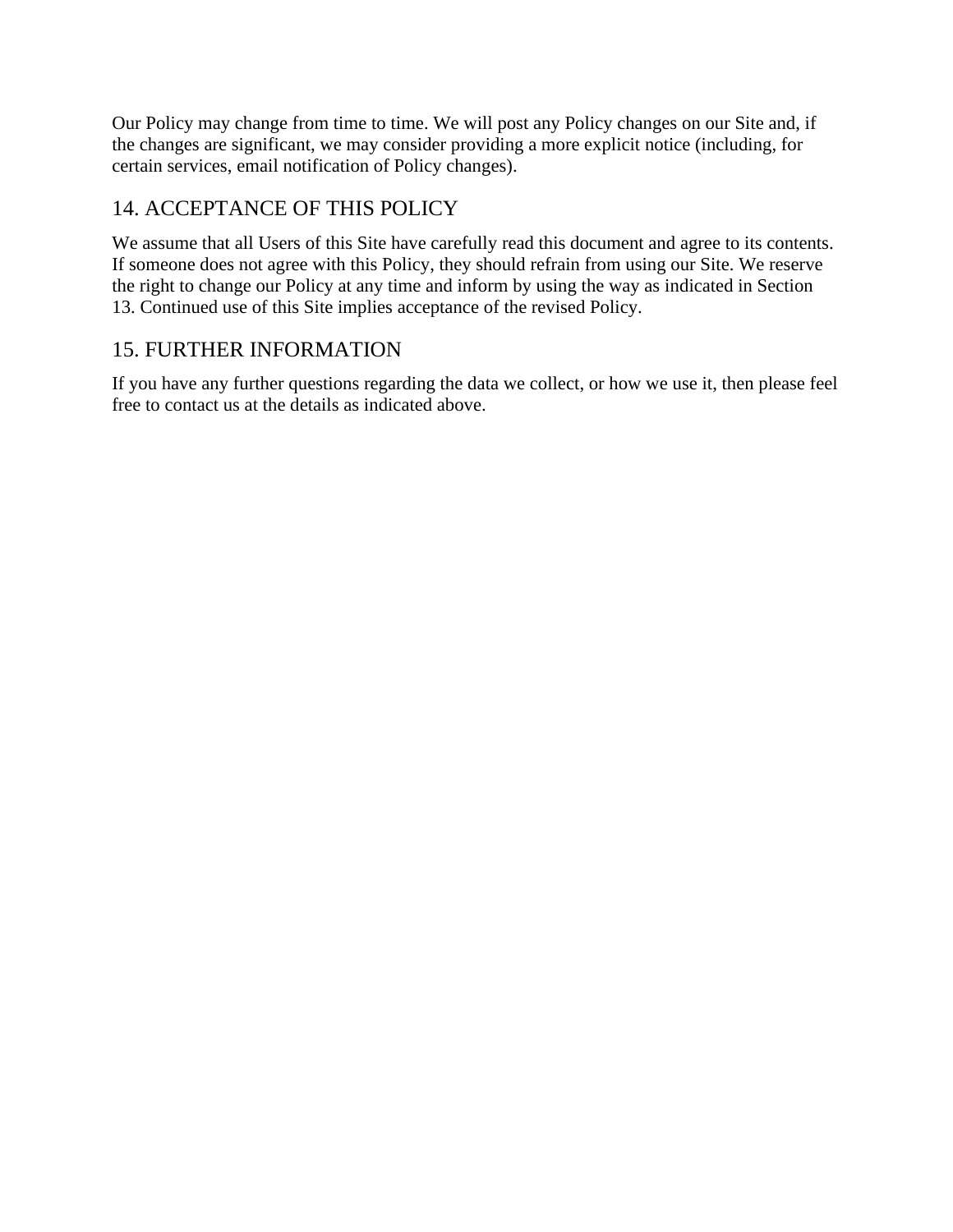Our Policy may change from time to time. We will post any Policy changes on our Site and, if the changes are significant, we may consider providing a more explicit notice (including, for certain services, email notification of Policy changes).

## 14. ACCEPTANCE OF THIS POLICY

We assume that all Users of this Site have carefully read this document and agree to its contents. If someone does not agree with this Policy, they should refrain from using our Site. We reserve the right to change our Policy at any time and inform by using the way as indicated in Section 13. Continued use of this Site implies acceptance of the revised Policy.

## 15. FURTHER INFORMATION

If you have any further questions regarding the data we collect, or how we use it, then please feel free to contact us at the details as indicated above.